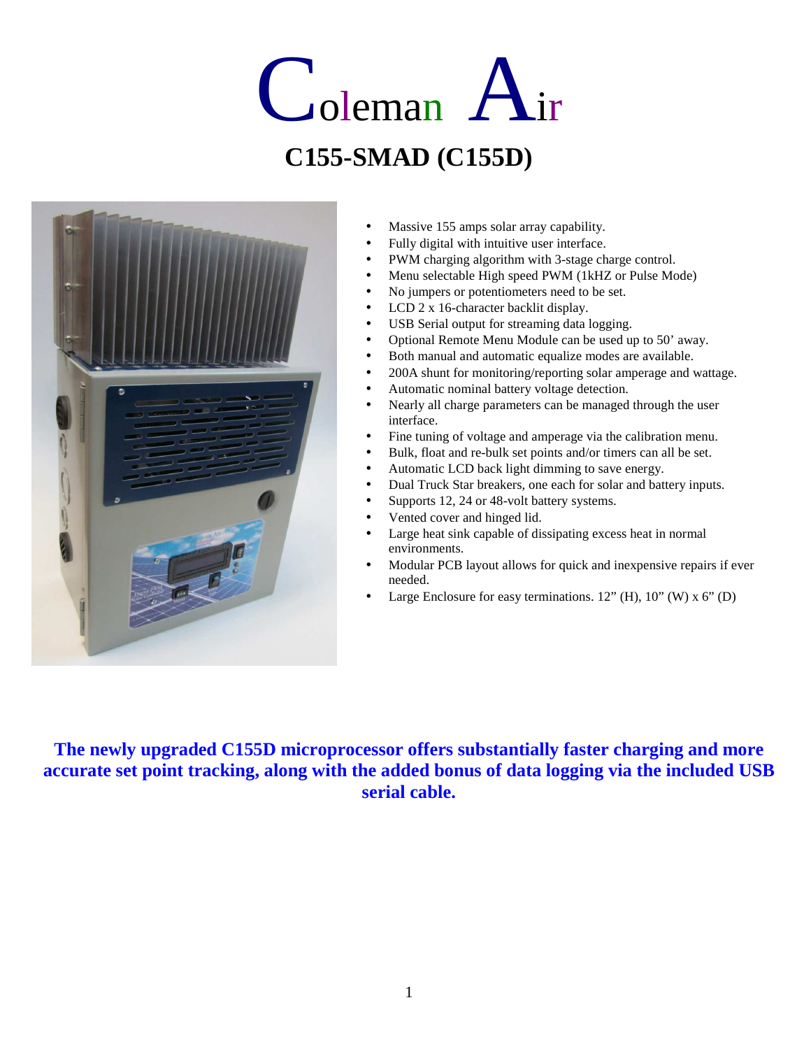# Coleman Air

## C155-SMAD (C155D)

- Massive 155 amps solar array capability.
- Fully digital with intuitive user interface.
- PWM charging algorithm with 3-stage charge control.
- Menu selectable High speed PWM (1kHZ or Pulse Mode)
- No jumpers or potentiometers need to be set.
- LCD 2 x 16-character backlit display.
- USB Serial output for streaming data logging.
- Optional Remote Menu Module can be used up to 50' away.
- Both manual and automatic equalize modes are available.
- 200A shunt for monitoring/reporting solar amperage and wattage.
- Automatic nominal battery voltage detection.
- Nearly all charge parameters can be managed through the user interface.
- Fine tuning of voltage and amperage via the calibration menu.
- Bulk, float and re-bulk set points and/or timers can all be set.
- Automatic LCD back light dimming to save energy.
- Dual Truck Star breakers, one each for solar and battery inputs.
- Supports 12, 24 or 48-volt battery systems.
- Vented cover and hinged lid.
- Large heat sink capable of dissipating excess heat in normal environments.
- Modular PCB layout allows for quick and inexpensive repairs if ever needed.
- Large Enclosure for easy terminations. 12" (H), 10" (W) x 6" (D)

**The newly upgraded C155D microprocessor offers substantially faster charging and more accurate set point tracking, along with the added bonus of data logging via the included USB serial cable.**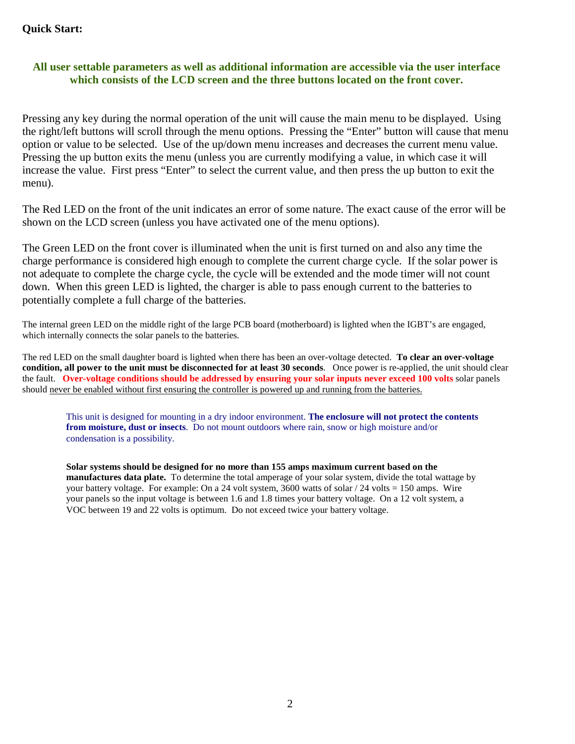**Quick Start:**

**All user settable parameters as well as additional information are accessible via the user interface which consists of the LCD screen and the three buttons located on the front cover.**

Pressing any key during the normal operation of the unit will cause the main menu to be displayed. Using the right/left buttons will scroll through the menu options. Pressing the "Enter" button will cause that menu option or value to be selected. Use of the up/down menu increases and decreases the current menu value. Pressing the up button exits the menu (unless you are currently modifying a value, in which case it will increase the value. First press "Enter" to select the current value, and then press the up button to exit the menu).

The Red LED on the front of the unit indicates an error of some nature. The exact cause of the error will be shown on the LCD screen (unless you have activated one of the menu options).

The Green LED on the front cover is illuminated when the unit is first turned on and also any time the charge performance is considered high enough to complete the current charge cycle. If the solar power is not adequate to complete the charge cycle, the cycle will be extended and the mode timer will not count down. When this green LED is lighted, the charger is able to pass enough current to the batteries to potentially complete a full charge of the batteries.

The internal green LED on the middle right of the large PCB board (motherboard) is lighted when the IGBT's are engaged, which internally connects the solar panels to the batteries.

The red LED on the small daughter board is lighted when there has been an over-voltage detected. **To clear an over-voltage condition, all power to the unit must be disconnected for at least 30 seconds**. Once power is re-applied, the unit should clear the fault. **Over-voltage conditions should be addressed by ensuring your solar inputs never exceed 100 volts** solar panels should never be enabled without first ensuring the controller is powered up and running from the batteries.

This unit is designed for mounting in a dry indoor environment. **The enclosure will not protect the contents from moisture, dust or insects**. Do not mount outdoors where rain, snow or high moisture and/or condensation is a possibility.

**Solar systems should be designed for no more than 155 amps maximum current based on the manufactures data plate.** To determine the total amperage of your solar system, divide the total wattage by your battery voltage. For example: On a 24 volt system, 3600 watts of solar / 24 volts = 150 amps. Wire your panels so the input voltage is between 1.6 and 1.8 times your battery voltage. On a 12 volt system, a VOC between 19 and 22 volts is optimum. Do not exceed twice your battery voltage.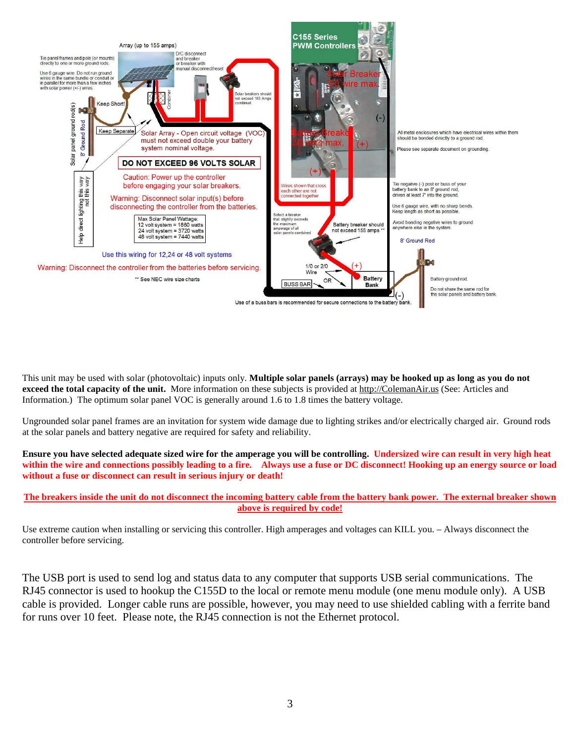Array (up to 155 amps)

Tie panel frames and pole (or mounts) directly to one or more ground rods.

Use 6 gauge wire. Do not run ground wires in the same bundle or conduit or in parallel for more than a few inches with solar power (+/-) wires.

D/C disconnect and breaker or breaker with manual disconnect/reset

Solar breakers should not exceed 155 Amps combined

C155 Series PWM Controllers

Solar Breaker 2/0 wire max.

Battery Breaker 2/0 wire max.

Keep Short!

Keep Separate

Combiner

Solar panel ground rod(s) 8' Ground Rod

Solar Array - Open circuit voltage (VOC) must not exceed double your battery system nominal voltage.

**DO NOT EXCEED 96 VOLTS SOLAR**

Caution: Power up the controller before engaging your solar breakers.

Warning: Disconnect solar input(s) before disconnecting the controller from the batteries.

Help direct lighting this way not this way

Max Solar Panel Wattage:
12 volt system = 1860 watts
24 volt system = 3720 watts
48 volt system = 7440 watts

Use this wiring for 12,24 or 48 volt systems

Warning: Disconnect the controller from the batteries before servicing.

** See NEC wire size charts

Wires shown that cross each other are not connected together

Select a breaker that slightly exceeds the maximum amperage of all solar panels combined

Battery breaker should not exceed 155 amps **

1/0 or 2/0 Wire

BUSS BAR OR Battery Bank

Use of a buss bars is recommended for secure connections to the battery bank.

All metal enclosures which have electrical wires within them should be bonded directly to a ground rod.

Please see separate document on grounding.

Tie negative (-) post or buss of your battery bank to an 8' ground rod, driven at least 7' into the ground.

Use 6 gauge wire, with no sharp bends. Keep length as short as possible.

Avoid bonding negative wires to ground anywhere else in the system.

8' Ground Rod

Battery ground rod.

Do not share the same rod for the solar panels and battery bank.

This unit may be used with solar (photovoltaic) inputs only. **Multiple solar panels (arrays) may be hooked up as long as you do not exceed the total capacity of the unit.** More information on these subjects is provided at http://ColemanAir.us (See: Articles and Information.) The optimum solar panel VOC is generally around 1.6 to 1.8 times the battery voltage.

Ungrounded solar panel frames are an invitation for system wide damage due to lighting strikes and/or electrically charged air. Ground rods at the solar panels and battery negative are required for safety and reliability.

**Ensure you have selected adequate sized wire for the amperage you will be controlling. Undersized wire can result in very high heat within the wire and connections possibly leading to a fire. Always use a fuse or DC disconnect! Hooking up an energy source or load without a fuse or disconnect can result in serious injury or death!**

**The breakers inside the unit do not disconnect the incoming battery cable from the battery bank power. The external breaker shown above is required by code!**

Use extreme caution when installing or servicing this controller. High amperages and voltages can KILL you. – Always disconnect the controller before servicing.

The USB port is used to send log and status data to any computer that supports USB serial communications. The RJ45 connector is used to hookup the C155D to the local or remote menu module (one menu module only). A USB cable is provided. Longer cable runs are possible, however, you may need to use shielded cabling with a ferrite band for runs over 10 feet. Please note, the RJ45 connection is not the Ethernet protocol.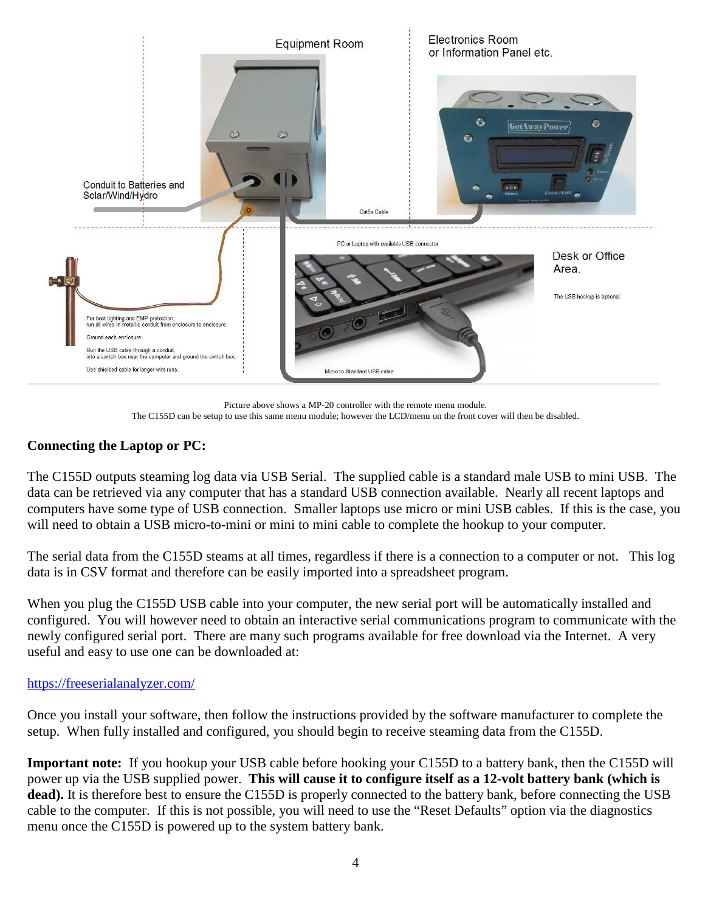Equipment Room

Electronics Room or Information Panel etc.

Conduit to Batteries and Solar/Wind/Hydro

Cat5e Cable

PC or Laptop with available USB connector

Desk or Office Area.

The USB hookup is optional.

For best lighting and EMP protection, run all wires in metallic conduit from enclosure to enclosure.

Ground each enclosure.

Run the USB cable through a conduit, into a switch box near the computer and ground the switch box.

Use shielded cable for longer wire runs.

Micro to Standard USB cable

Picture above shows a MP-20 controller with the remote menu module.
The C155D can be setup to use this same menu module; however the LCD/menu on the front cover will then be disabled.

**Connecting the Laptop or PC:**

The C155D outputs steaming log data via USB Serial. The supplied cable is a standard male USB to mini USB. The data can be retrieved via any computer that has a standard USB connection available. Nearly all recent laptops and computers have some type of USB connection. Smaller laptops use micro or mini USB cables. If this is the case, you will need to obtain a USB micro-to-mini or mini to mini cable to complete the hookup to your computer.

The serial data from the C155D steams at all times, regardless if there is a connection to a computer or not. This log data is in CSV format and therefore can be easily imported into a spreadsheet program.

When you plug the C155D USB cable into your computer, the new serial port will be automatically installed and configured. You will however need to obtain an interactive serial communications program to communicate with the newly configured serial port. There are many such programs available for free download via the Internet. A very useful and easy to use one can be downloaded at:

https://freeserialanalyzer.com/

Once you install your software, then follow the instructions provided by the software manufacturer to complete the setup. When fully installed and configured, you should begin to receive steaming data from the C155D.

**Important note:** If you hookup your USB cable before hooking your C155D to a battery bank, then the C155D will power up via the USB supplied power. **This will cause it to configure itself as a 12-volt battery bank (which is dead).** It is therefore best to ensure the C155D is properly connected to the battery bank, before connecting the USB cable to the computer. If this is not possible, you will need to use the "Reset Defaults" option via the diagnostics menu once the C155D is powered up to the system battery bank.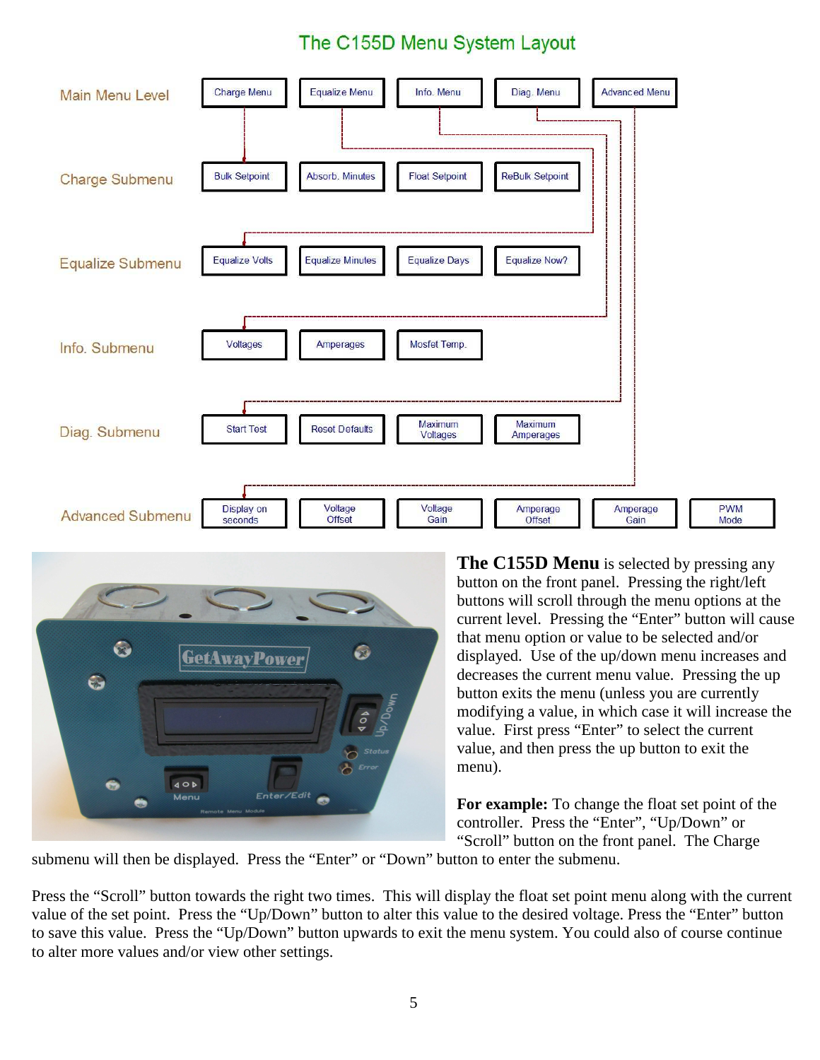## The C155D Menu System Layout

| Main Menu Level | Charge Menu | Equalize Menu | Info. Menu | Diag. Menu | Advanced Menu | |
|---|---|---|---|---|---|---|
| Charge Submenu | Bulk Setpoint | Absorb. Minutes | Float Setpoint | ReBulk Setpoint | | |
| Equalize Submenu | Equalize Volts | Equalize Minutes | Equalize Days | Equalize Now? | | |
| Info. Submenu | Voltages | Amperages | Mosfet Temp. | | | |
| Diag. Submenu | Start Test | Reset Defaults | Maximum Voltages | Maximum Amperages | | |
| Advanced Submenu | Display on seconds | Voltage Offset | Voltage Gain | Amperage Offset | Amperage Gain | PWM Mode |

**The C155D Menu** is selected by pressing any button on the front panel. Pressing the right/left buttons will scroll through the menu options at the current level. Pressing the "Enter" button will cause that menu option or value to be selected and/or displayed. Use of the up/down menu increases and decreases the current menu value. Pressing the up button exits the menu (unless you are currently modifying a value, in which case it will increase the value. First press "Enter" to select the current value, and then press the up button to exit the menu).

**For example:** To change the float set point of the controller. Press the "Enter", "Up/Down" or "Scroll" button on the front panel. The Charge submenu will then be displayed. Press the "Enter" or "Down" button to enter the submenu.

Press the "Scroll" button towards the right two times. This will display the float set point menu along with the current value of the set point. Press the "Up/Down" button to alter this value to the desired voltage. Press the "Enter" button to save this value. Press the "Up/Down" button upwards to exit the menu system. You could also of course continue to alter more values and/or view other settings.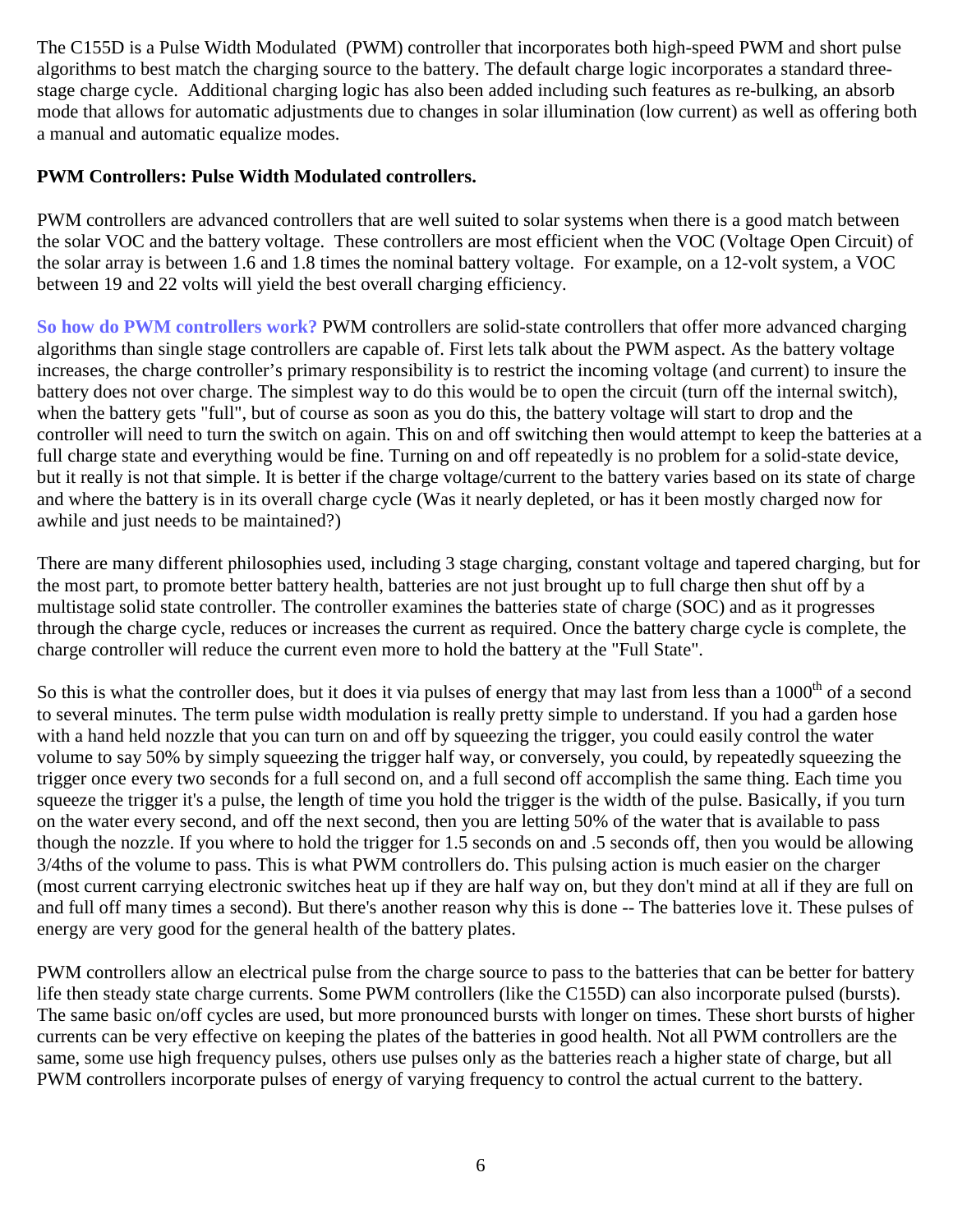The C155D is a Pulse Width Modulated (PWM) controller that incorporates both high-speed PWM and short pulse algorithms to best match the charging source to the battery. The default charge logic incorporates a standard three-stage charge cycle. Additional charging logic has also been added including such features as re-bulking, an absorb mode that allows for automatic adjustments due to changes in solar illumination (low current) as well as offering both a manual and automatic equalize modes.

**PWM Controllers: Pulse Width Modulated controllers.**

PWM controllers are advanced controllers that are well suited to solar systems when there is a good match between the solar VOC and the battery voltage. These controllers are most efficient when the VOC (Voltage Open Circuit) of the solar array is between 1.6 and 1.8 times the nominal battery voltage. For example, on a 12-volt system, a VOC between 19 and 22 volts will yield the best overall charging efficiency.

**So how do PWM controllers work?** PWM controllers are solid-state controllers that offer more advanced charging algorithms than single stage controllers are capable of. First lets talk about the PWM aspect. As the battery voltage increases, the charge controller's primary responsibility is to restrict the incoming voltage (and current) to insure the battery does not over charge. The simplest way to do this would be to open the circuit (turn off the internal switch), when the battery gets "full", but of course as soon as you do this, the battery voltage will start to drop and the controller will need to turn the switch on again. This on and off switching then would attempt to keep the batteries at a full charge state and everything would be fine. Turning on and off repeatedly is no problem for a solid-state device, but it really is not that simple. It is better if the charge voltage/current to the battery varies based on its state of charge and where the battery is in its overall charge cycle (Was it nearly depleted, or has it been mostly charged now for awhile and just needs to be maintained?)

There are many different philosophies used, including 3 stage charging, constant voltage and tapered charging, but for the most part, to promote better battery health, batteries are not just brought up to full charge then shut off by a multistage solid state controller. The controller examines the batteries state of charge (SOC) and as it progresses through the charge cycle, reduces or increases the current as required. Once the battery charge cycle is complete, the charge controller will reduce the current even more to hold the battery at the "Full State".

So this is what the controller does, but it does it via pulses of energy that may last from less than a 1000$^{th}$ of a second to several minutes. The term pulse width modulation is really pretty simple to understand. If you had a garden hose with a hand held nozzle that you can turn on and off by squeezing the trigger, you could easily control the water volume to say 50% by simply squeezing the trigger half way, or conversely, you could, by repeatedly squeezing the trigger once every two seconds for a full second on, and a full second off accomplish the same thing. Each time you squeeze the trigger it's a pulse, the length of time you hold the trigger is the width of the pulse. Basically, if you turn on the water every second, and off the next second, then you are letting 50% of the water that is available to pass though the nozzle. If you where to hold the trigger for 1.5 seconds on and .5 seconds off, then you would be allowing 3/4ths of the volume to pass. This is what PWM controllers do. This pulsing action is much easier on the charger (most current carrying electronic switches heat up if they are half way on, but they don't mind at all if they are full on and full off many times a second). But there's another reason why this is done -- The batteries love it. These pulses of energy are very good for the general health of the battery plates.

PWM controllers allow an electrical pulse from the charge source to pass to the batteries that can be better for battery life then steady state charge currents. Some PWM controllers (like the C155D) can also incorporate pulsed (bursts). The same basic on/off cycles are used, but more pronounced bursts with longer on times. These short bursts of higher currents can be very effective on keeping the plates of the batteries in good health. Not all PWM controllers are the same, some use high frequency pulses, others use pulses only as the batteries reach a higher state of charge, but all PWM controllers incorporate pulses of energy of varying frequency to control the actual current to the battery.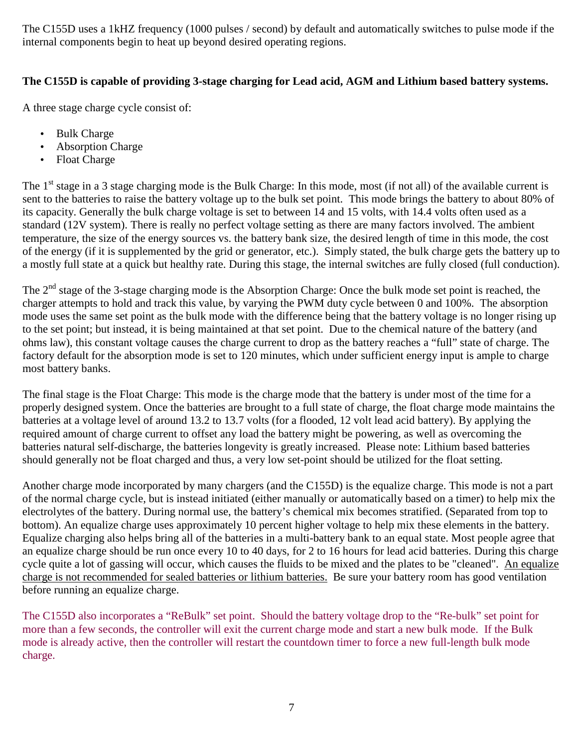The C155D uses a 1kHZ frequency (1000 pulses / second) by default and automatically switches to pulse mode if the internal components begin to heat up beyond desired operating regions.

**The C155D is capable of providing 3-stage charging for Lead acid, AGM and Lithium based battery systems.**

A three stage charge cycle consist of:

- Bulk Charge
- Absorption Charge
- Float Charge

The 1st stage in a 3 stage charging mode is the Bulk Charge: In this mode, most (if not all) of the available current is sent to the batteries to raise the battery voltage up to the bulk set point. This mode brings the battery to about 80% of its capacity. Generally the bulk charge voltage is set to between 14 and 15 volts, with 14.4 volts often used as a standard (12V system). There is really no perfect voltage setting as there are many factors involved. The ambient temperature, the size of the energy sources vs. the battery bank size, the desired length of time in this mode, the cost of the energy (if it is supplemented by the grid or generator, etc.). Simply stated, the bulk charge gets the battery up to a mostly full state at a quick but healthy rate. During this stage, the internal switches are fully closed (full conduction).

The 2nd stage of the 3-stage charging mode is the Absorption Charge: Once the bulk mode set point is reached, the charger attempts to hold and track this value, by varying the PWM duty cycle between 0 and 100%. The absorption mode uses the same set point as the bulk mode with the difference being that the battery voltage is no longer rising up to the set point; but instead, it is being maintained at that set point. Due to the chemical nature of the battery (and ohms law), this constant voltage causes the charge current to drop as the battery reaches a "full" state of charge. The factory default for the absorption mode is set to 120 minutes, which under sufficient energy input is ample to charge most battery banks.

The final stage is the Float Charge: This mode is the charge mode that the battery is under most of the time for a properly designed system. Once the batteries are brought to a full state of charge, the float charge mode maintains the batteries at a voltage level of around 13.2 to 13.7 volts (for a flooded, 12 volt lead acid battery). By applying the required amount of charge current to offset any load the battery might be powering, as well as overcoming the batteries natural self-discharge, the batteries longevity is greatly increased. Please note: Lithium based batteries should generally not be float charged and thus, a very low set-point should be utilized for the float setting.

Another charge mode incorporated by many chargers (and the C155D) is the equalize charge. This mode is not a part of the normal charge cycle, but is instead initiated (either manually or automatically based on a timer) to help mix the electrolytes of the battery. During normal use, the battery's chemical mix becomes stratified. (Separated from top to bottom). An equalize charge uses approximately 10 percent higher voltage to help mix these elements in the battery. Equalize charging also helps bring all of the batteries in a multi-battery bank to an equal state. Most people agree that an equalize charge should be run once every 10 to 40 days, for 2 to 16 hours for lead acid batteries. During this charge cycle quite a lot of gassing will occur, which causes the fluids to be mixed and the plates to be "cleaned". An equalize charge is not recommended for sealed batteries or lithium batteries. Be sure your battery room has good ventilation before running an equalize charge.

The C155D also incorporates a "ReBulk" set point. Should the battery voltage drop to the "Re-bulk" set point for more than a few seconds, the controller will exit the current charge mode and start a new bulk mode. If the Bulk mode is already active, then the controller will restart the countdown timer to force a new full-length bulk mode charge.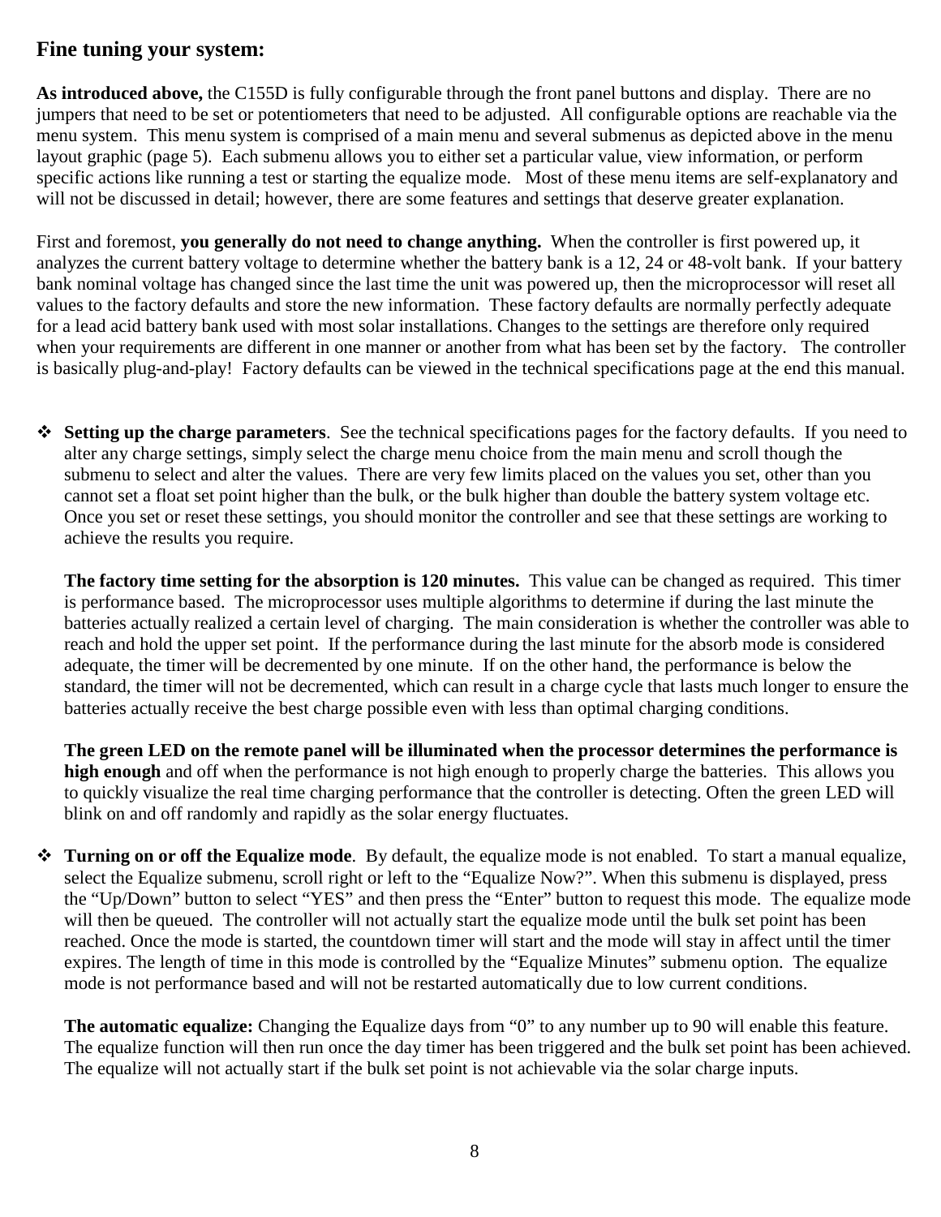## Fine tuning your system:

**As introduced above,** the C155D is fully configurable through the front panel buttons and display. There are no jumpers that need to be set or potentiometers that need to be adjusted. All configurable options are reachable via the menu system. This menu system is comprised of a main menu and several submenus as depicted above in the menu layout graphic (page 5). Each submenu allows you to either set a particular value, view information, or perform specific actions like running a test or starting the equalize mode. Most of these menu items are self-explanatory and will not be discussed in detail; however, there are some features and settings that deserve greater explanation.

First and foremost, **you generally do not need to change anything.** When the controller is first powered up, it analyzes the current battery voltage to determine whether the battery bank is a 12, 24 or 48-volt bank. If your battery bank nominal voltage has changed since the last time the unit was powered up, then the microprocessor will reset all values to the factory defaults and store the new information. These factory defaults are normally perfectly adequate for a lead acid battery bank used with most solar installations. Changes to the settings are therefore only required when your requirements are different in one manner or another from what has been set by the factory. The controller is basically plug-and-play! Factory defaults can be viewed in the technical specifications page at the end this manual.

- **Setting up the charge parameters**. See the technical specifications pages for the factory defaults. If you need to alter any charge settings, simply select the charge menu choice from the main menu and scroll though the submenu to select and alter the values. There are very few limits placed on the values you set, other than you cannot set a float set point higher than the bulk, or the bulk higher than double the battery system voltage etc. Once you set or reset these settings, you should monitor the controller and see that these settings are working to achieve the results you require.

  **The factory time setting for the absorption is 120 minutes.** This value can be changed as required. This timer is performance based. The microprocessor uses multiple algorithms to determine if during the last minute the batteries actually realized a certain level of charging. The main consideration is whether the controller was able to reach and hold the upper set point. If the performance during the last minute for the absorb mode is considered adequate, the timer will be decremented by one minute. If on the other hand, the performance is below the standard, the timer will not be decremented, which can result in a charge cycle that lasts much longer to ensure the batteries actually receive the best charge possible even with less than optimal charging conditions.

  **The green LED on the remote panel will be illuminated when the processor determines the performance is high enough** and off when the performance is not high enough to properly charge the batteries. This allows you to quickly visualize the real time charging performance that the controller is detecting. Often the green LED will blink on and off randomly and rapidly as the solar energy fluctuates.

- **Turning on or off the Equalize mode**. By default, the equalize mode is not enabled. To start a manual equalize, select the Equalize submenu, scroll right or left to the "Equalize Now?". When this submenu is displayed, press the "Up/Down" button to select "YES" and then press the "Enter" button to request this mode. The equalize mode will then be queued. The controller will not actually start the equalize mode until the bulk set point has been reached. Once the mode is started, the countdown timer will start and the mode will stay in affect until the timer expires. The length of time in this mode is controlled by the "Equalize Minutes" submenu option. The equalize mode is not performance based and will not be restarted automatically due to low current conditions.

  **The automatic equalize:** Changing the Equalize days from "0" to any number up to 90 will enable this feature. The equalize function will then run once the day timer has been triggered and the bulk set point has been achieved. The equalize will not actually start if the bulk set point is not achievable via the solar charge inputs.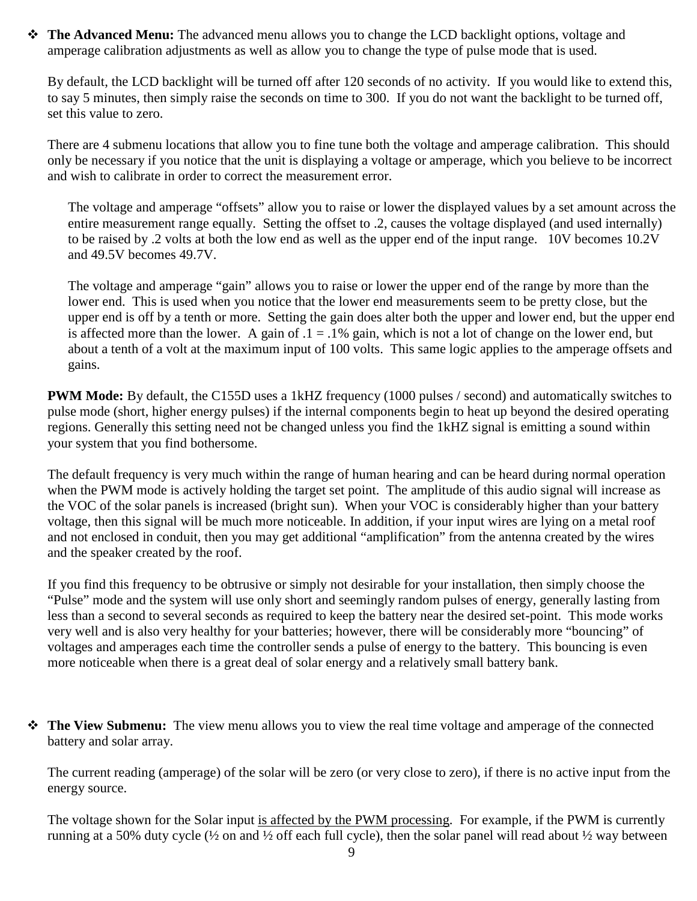- **The Advanced Menu:** The advanced menu allows you to change the LCD backlight options, voltage and amperage calibration adjustments as well as allow you to change the type of pulse mode that is used.

  By default, the LCD backlight will be turned off after 120 seconds of no activity. If you would like to extend this, to say 5 minutes, then simply raise the seconds on time to 300. If you do not want the backlight to be turned off, set this value to zero.

  There are 4 submenu locations that allow you to fine tune both the voltage and amperage calibration. This should only be necessary if you notice that the unit is displaying a voltage or amperage, which you believe to be incorrect and wish to calibrate in order to correct the measurement error.

  > The voltage and amperage "offsets" allow you to raise or lower the displayed values by a set amount across the entire measurement range equally. Setting the offset to .2, causes the voltage displayed (and used internally) to be raised by .2 volts at both the low end as well as the upper end of the input range. 10V becomes 10.2V and 49.5V becomes 49.7V.
  >
  > The voltage and amperage "gain" allows you to raise or lower the upper end of the range by more than the lower end. This is used when you notice that the lower end measurements seem to be pretty close, but the upper end is off by a tenth or more. Setting the gain does alter both the upper and lower end, but the upper end is affected more than the lower. A gain of .1 = .1% gain, which is not a lot of change on the lower end, but about a tenth of a volt at the maximum input of 100 volts. This same logic applies to the amperage offsets and gains.

  **PWM Mode:** By default, the C155D uses a 1kHZ frequency (1000 pulses / second) and automatically switches to pulse mode (short, higher energy pulses) if the internal components begin to heat up beyond the desired operating regions. Generally this setting need not be changed unless you find the 1kHZ signal is emitting a sound within your system that you find bothersome.

  The default frequency is very much within the range of human hearing and can be heard during normal operation when the PWM mode is actively holding the target set point. The amplitude of this audio signal will increase as the VOC of the solar panels is increased (bright sun). When your VOC is considerably higher than your battery voltage, then this signal will be much more noticeable. In addition, if your input wires are lying on a metal roof and not enclosed in conduit, then you may get additional "amplification" from the antenna created by the wires and the speaker created by the roof.

  If you find this frequency to be obtrusive or simply not desirable for your installation, then simply choose the "Pulse" mode and the system will use only short and seemingly random pulses of energy, generally lasting from less than a second to several seconds as required to keep the battery near the desired set-point. This mode works very well and is also very healthy for your batteries; however, there will be considerably more "bouncing" of voltages and amperages each time the controller sends a pulse of energy to the battery. This bouncing is even more noticeable when there is a great deal of solar energy and a relatively small battery bank.

- **The View Submenu:** The view menu allows you to view the real time voltage and amperage of the connected battery and solar array.

  The current reading (amperage) of the solar will be zero (or very close to zero), if there is no active input from the energy source.

  The voltage shown for the Solar input <u>is affected by the PWM processing</u>. For example, if the PWM is currently running at a 50% duty cycle (½ on and ½ off each full cycle), then the solar panel will read about ½ way between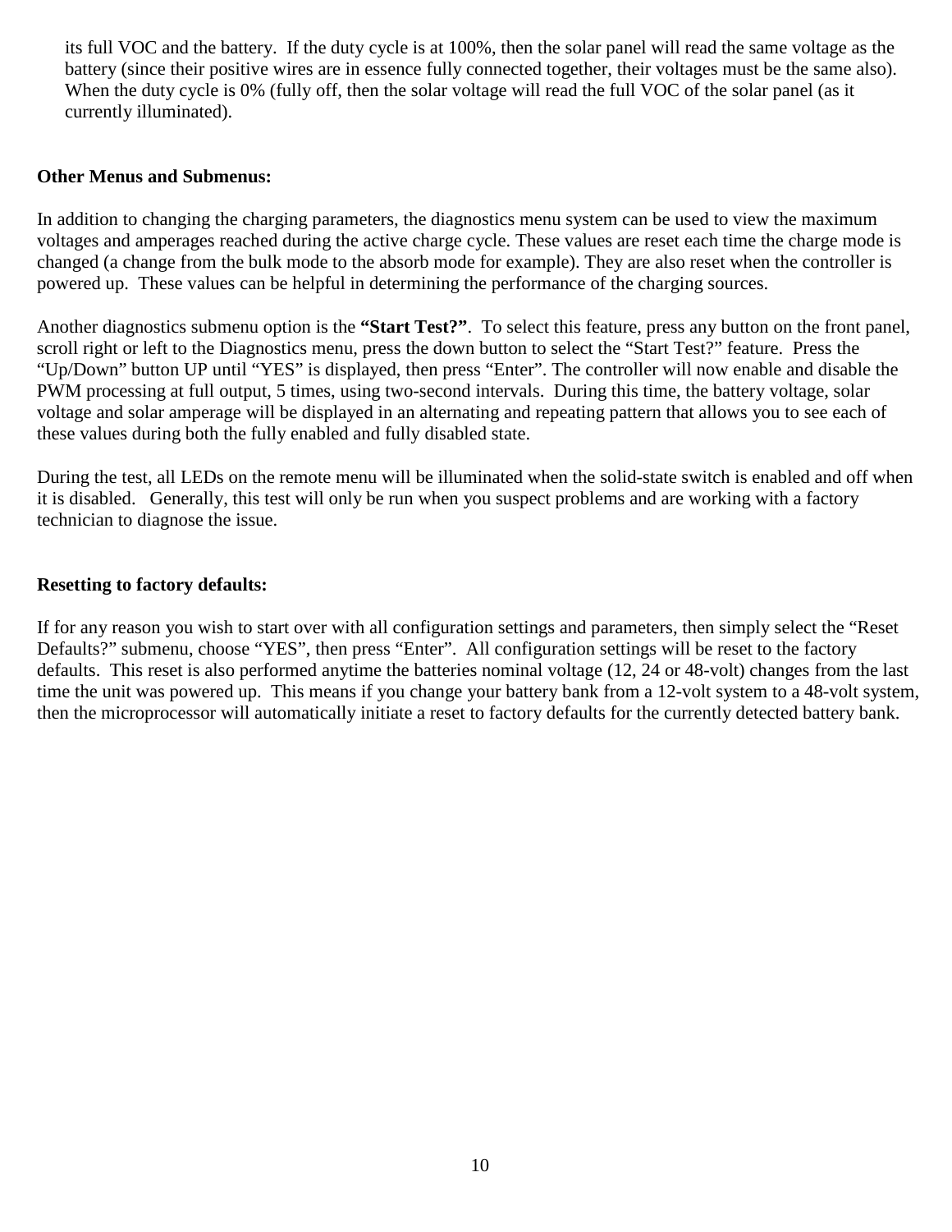its full VOC and the battery. If the duty cycle is at 100%, then the solar panel will read the same voltage as the battery (since their positive wires are in essence fully connected together, their voltages must be the same also). When the duty cycle is 0% (fully off, then the solar voltage will read the full VOC of the solar panel (as it currently illuminated).

**Other Menus and Submenus:**

In addition to changing the charging parameters, the diagnostics menu system can be used to view the maximum voltages and amperages reached during the active charge cycle. These values are reset each time the charge mode is changed (a change from the bulk mode to the absorb mode for example). They are also reset when the controller is powered up. These values can be helpful in determining the performance of the charging sources.

Another diagnostics submenu option is the **"Start Test?"**. To select this feature, press any button on the front panel, scroll right or left to the Diagnostics menu, press the down button to select the "Start Test?" feature. Press the "Up/Down" button UP until "YES" is displayed, then press "Enter". The controller will now enable and disable the PWM processing at full output, 5 times, using two-second intervals. During this time, the battery voltage, solar voltage and solar amperage will be displayed in an alternating and repeating pattern that allows you to see each of these values during both the fully enabled and fully disabled state.

During the test, all LEDs on the remote menu will be illuminated when the solid-state switch is enabled and off when it is disabled. Generally, this test will only be run when you suspect problems and are working with a factory technician to diagnose the issue.

**Resetting to factory defaults:**

If for any reason you wish to start over with all configuration settings and parameters, then simply select the "Reset Defaults?" submenu, choose "YES", then press "Enter". All configuration settings will be reset to the factory defaults. This reset is also performed anytime the batteries nominal voltage (12, 24 or 48-volt) changes from the last time the unit was powered up. This means if you change your battery bank from a 12-volt system to a 48-volt system, then the microprocessor will automatically initiate a reset to factory defaults for the currently detected battery bank.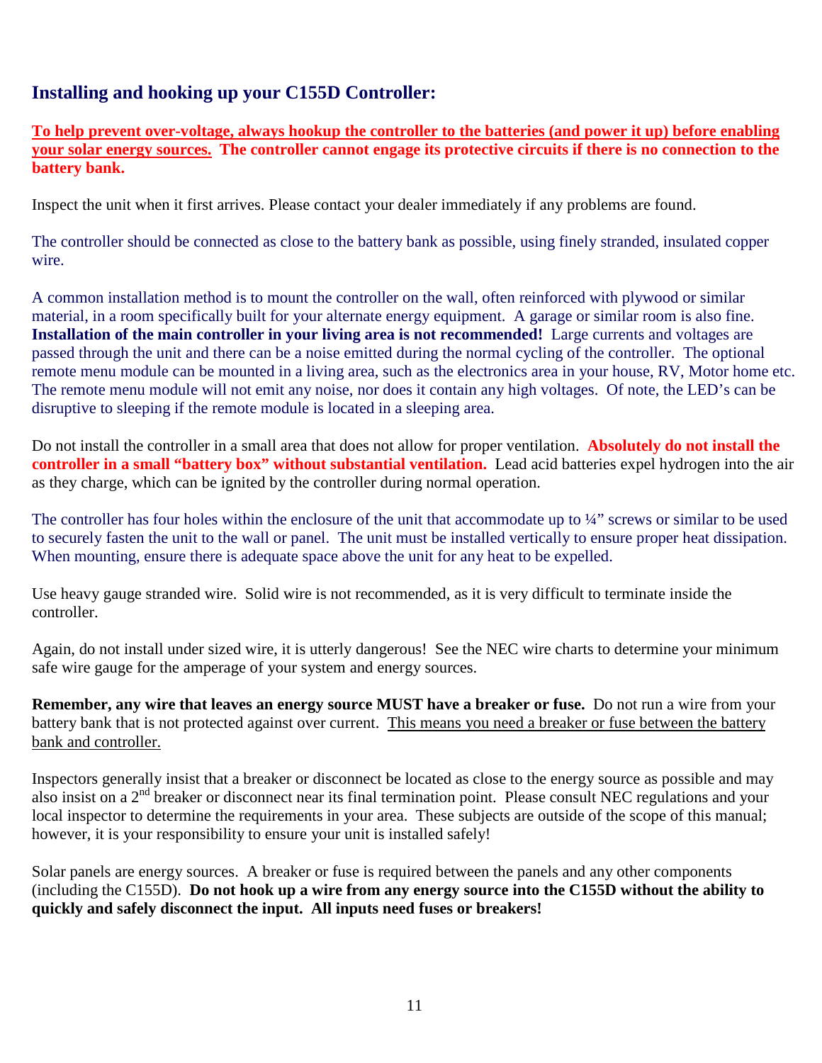## Installing and hooking up your C155D Controller:

**To help prevent over-voltage, always hookup the controller to the batteries (and power it up) before enabling your solar energy sources. The controller cannot engage its protective circuits if there is no connection to the battery bank.**

Inspect the unit when it first arrives. Please contact your dealer immediately if any problems are found.

The controller should be connected as close to the battery bank as possible, using finely stranded, insulated copper wire.

A common installation method is to mount the controller on the wall, often reinforced with plywood or similar material, in a room specifically built for your alternate energy equipment. A garage or similar room is also fine. **Installation of the main controller in your living area is not recommended!** Large currents and voltages are passed through the unit and there can be a noise emitted during the normal cycling of the controller. The optional remote menu module can be mounted in a living area, such as the electronics area in your house, RV, Motor home etc. The remote menu module will not emit any noise, nor does it contain any high voltages. Of note, the LED's can be disruptive to sleeping if the remote module is located in a sleeping area.

Do not install the controller in a small area that does not allow for proper ventilation. **Absolutely do not install the controller in a small "battery box" without substantial ventilation.** Lead acid batteries expel hydrogen into the air as they charge, which can be ignited by the controller during normal operation.

The controller has four holes within the enclosure of the unit that accommodate up to ¼" screws or similar to be used to securely fasten the unit to the wall or panel. The unit must be installed vertically to ensure proper heat dissipation. When mounting, ensure there is adequate space above the unit for any heat to be expelled.

Use heavy gauge stranded wire. Solid wire is not recommended, as it is very difficult to terminate inside the controller.

Again, do not install under sized wire, it is utterly dangerous! See the NEC wire charts to determine your minimum safe wire gauge for the amperage of your system and energy sources.

**Remember, any wire that leaves an energy source MUST have a breaker or fuse.** Do not run a wire from your battery bank that is not protected against over current. This means you need a breaker or fuse between the battery bank and controller.

Inspectors generally insist that a breaker or disconnect be located as close to the energy source as possible and may also insist on a 2nd breaker or disconnect near its final termination point. Please consult NEC regulations and your local inspector to determine the requirements in your area. These subjects are outside of the scope of this manual; however, it is your responsibility to ensure your unit is installed safely!

Solar panels are energy sources. A breaker or fuse is required between the panels and any other components (including the C155D). **Do not hook up a wire from any energy source into the C155D without the ability to quickly and safely disconnect the input. All inputs need fuses or breakers!**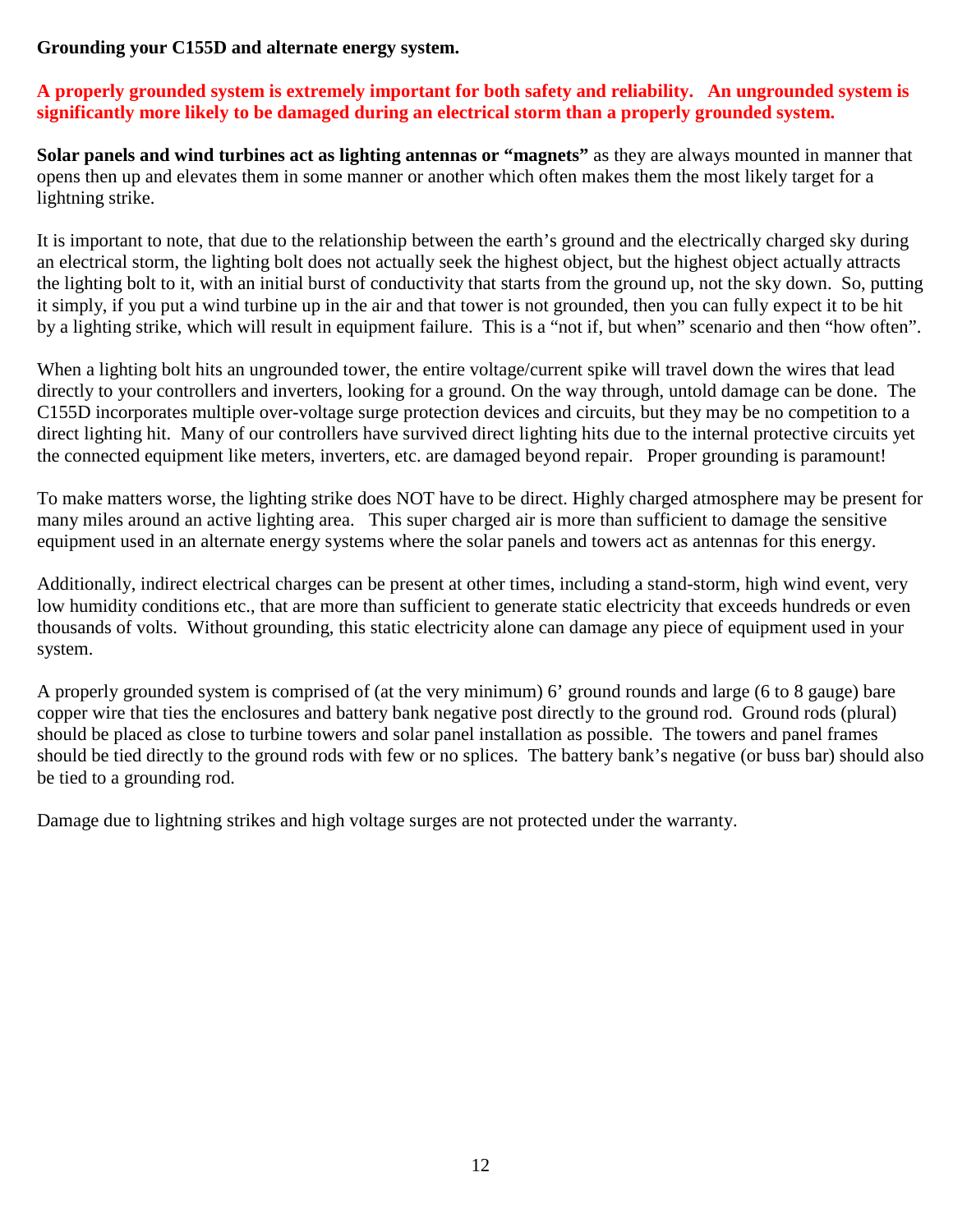**Grounding your C155D and alternate energy system.**

**A properly grounded system is extremely important for both safety and reliability. An ungrounded system is significantly more likely to be damaged during an electrical storm than a properly grounded system.**

**Solar panels and wind turbines act as lighting antennas or "magnets"** as they are always mounted in manner that opens then up and elevates them in some manner or another which often makes them the most likely target for a lightning strike.

It is important to note, that due to the relationship between the earth's ground and the electrically charged sky during an electrical storm, the lighting bolt does not actually seek the highest object, but the highest object actually attracts the lighting bolt to it, with an initial burst of conductivity that starts from the ground up, not the sky down. So, putting it simply, if you put a wind turbine up in the air and that tower is not grounded, then you can fully expect it to be hit by a lighting strike, which will result in equipment failure. This is a "not if, but when" scenario and then "how often".

When a lighting bolt hits an ungrounded tower, the entire voltage/current spike will travel down the wires that lead directly to your controllers and inverters, looking for a ground. On the way through, untold damage can be done. The C155D incorporates multiple over-voltage surge protection devices and circuits, but they may be no competition to a direct lighting hit. Many of our controllers have survived direct lighting hits due to the internal protective circuits yet the connected equipment like meters, inverters, etc. are damaged beyond repair. Proper grounding is paramount!

To make matters worse, the lighting strike does NOT have to be direct. Highly charged atmosphere may be present for many miles around an active lighting area. This super charged air is more than sufficient to damage the sensitive equipment used in an alternate energy systems where the solar panels and towers act as antennas for this energy.

Additionally, indirect electrical charges can be present at other times, including a stand-storm, high wind event, very low humidity conditions etc., that are more than sufficient to generate static electricity that exceeds hundreds or even thousands of volts. Without grounding, this static electricity alone can damage any piece of equipment used in your system.

A properly grounded system is comprised of (at the very minimum) 6' ground rounds and large (6 to 8 gauge) bare copper wire that ties the enclosures and battery bank negative post directly to the ground rod. Ground rods (plural) should be placed as close to turbine towers and solar panel installation as possible. The towers and panel frames should be tied directly to the ground rods with few or no splices. The battery bank's negative (or buss bar) should also be tied to a grounding rod.

Damage due to lightning strikes and high voltage surges are not protected under the warranty.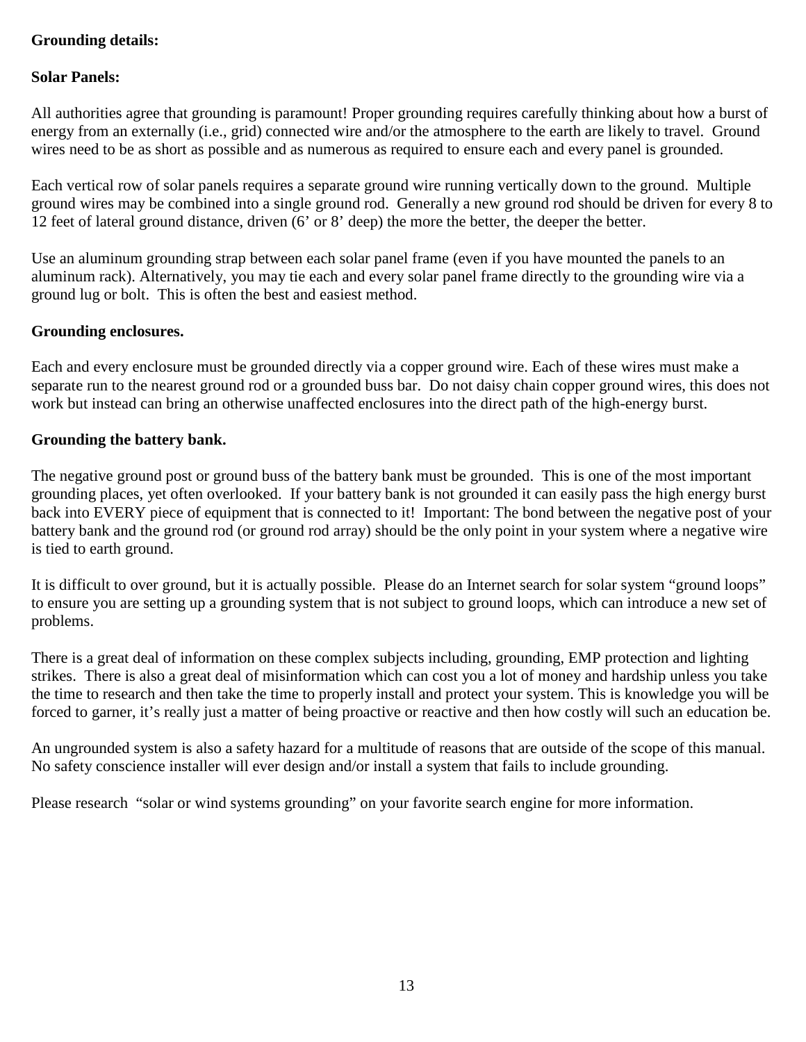**Grounding details:**

**Solar Panels:**

All authorities agree that grounding is paramount! Proper grounding requires carefully thinking about how a burst of energy from an externally (i.e., grid) connected wire and/or the atmosphere to the earth are likely to travel. Ground wires need to be as short as possible and as numerous as required to ensure each and every panel is grounded.

Each vertical row of solar panels requires a separate ground wire running vertically down to the ground. Multiple ground wires may be combined into a single ground rod. Generally a new ground rod should be driven for every 8 to 12 feet of lateral ground distance, driven (6' or 8' deep) the more the better, the deeper the better.

Use an aluminum grounding strap between each solar panel frame (even if you have mounted the panels to an aluminum rack). Alternatively, you may tie each and every solar panel frame directly to the grounding wire via a ground lug or bolt. This is often the best and easiest method.

**Grounding enclosures.**

Each and every enclosure must be grounded directly via a copper ground wire. Each of these wires must make a separate run to the nearest ground rod or a grounded buss bar. Do not daisy chain copper ground wires, this does not work but instead can bring an otherwise unaffected enclosures into the direct path of the high-energy burst.

**Grounding the battery bank.**

The negative ground post or ground buss of the battery bank must be grounded. This is one of the most important grounding places, yet often overlooked. If your battery bank is not grounded it can easily pass the high energy burst back into EVERY piece of equipment that is connected to it! Important: The bond between the negative post of your battery bank and the ground rod (or ground rod array) should be the only point in your system where a negative wire is tied to earth ground.

It is difficult to over ground, but it is actually possible. Please do an Internet search for solar system "ground loops" to ensure you are setting up a grounding system that is not subject to ground loops, which can introduce a new set of problems.

There is a great deal of information on these complex subjects including, grounding, EMP protection and lighting strikes. There is also a great deal of misinformation which can cost you a lot of money and hardship unless you take the time to research and then take the time to properly install and protect your system. This is knowledge you will be forced to garner, it's really just a matter of being proactive or reactive and then how costly will such an education be.

An ungrounded system is also a safety hazard for a multitude of reasons that are outside of the scope of this manual. No safety conscience installer will ever design and/or install a system that fails to include grounding.

Please research "solar or wind systems grounding" on your favorite search engine for more information.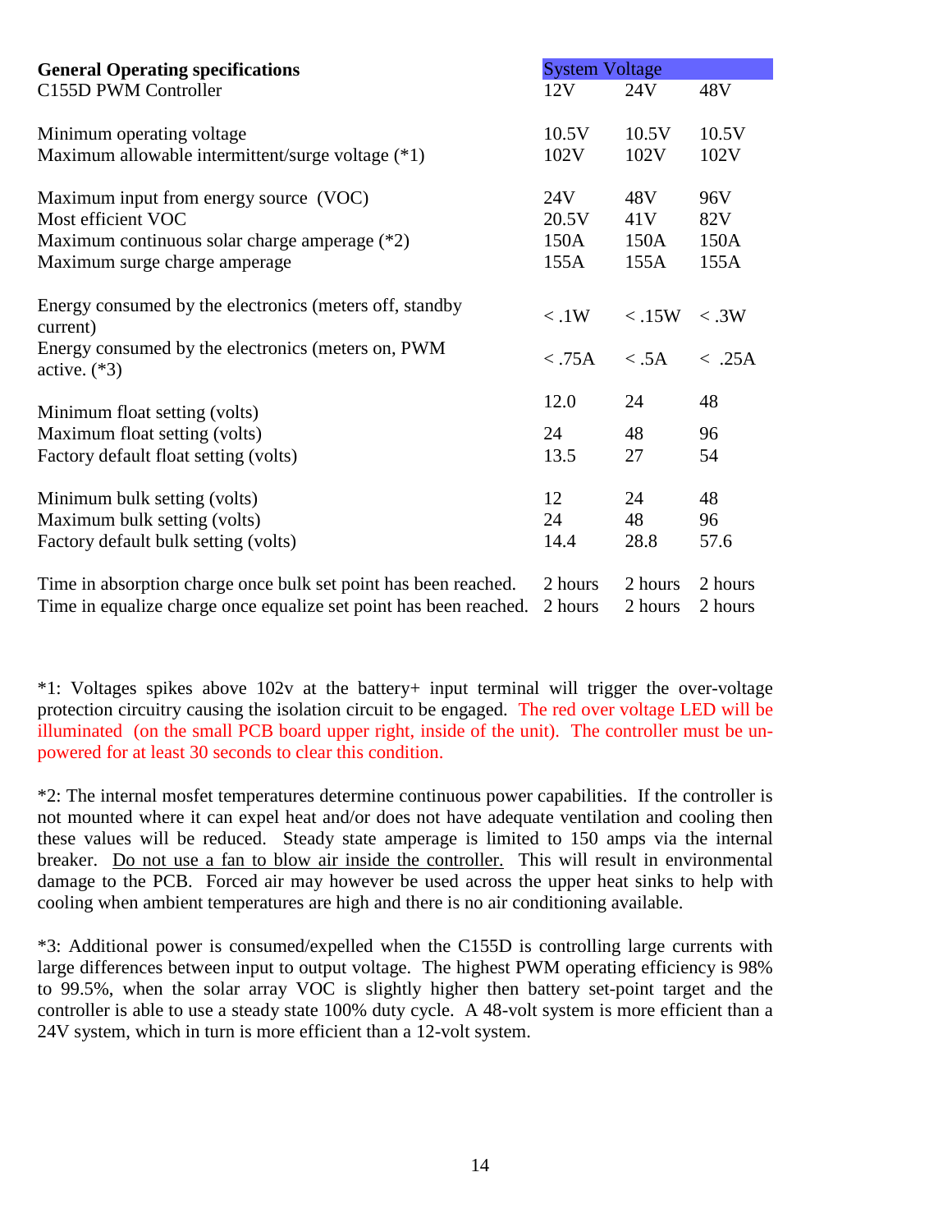| **General Operating specifications** | System Voltage | | |
|---|---|---|---|
| C155D PWM Controller | 12V | 24V | 48V |
| Minimum operating voltage | 10.5V | 10.5V | 10.5V |
| Maximum allowable intermittent/surge voltage (*1) | 102V | 102V | 102V |
| Maximum input from energy source (VOC) | 24V | 48V | 96V |
| Most efficient VOC | 20.5V | 41V | 82V |
| Maximum continuous solar charge amperage (*2) | 150A | 150A | 150A |
| Maximum surge charge amperage | 155A | 155A | 155A |
| Energy consumed by the electronics (meters off, standby current) | < .1W | < .15W | < .3W |
| Energy consumed by the electronics (meters on, PWM active. (*3) | < .75A | < .5A | < .25A |
| Minimum float setting (volts) | 12.0 | 24 | 48 |
| Maximum float setting (volts) | 24 | 48 | 96 |
| Factory default float setting (volts) | 13.5 | 27 | 54 |
| Minimum bulk setting (volts) | 12 | 24 | 48 |
| Maximum bulk setting (volts) | 24 | 48 | 96 |
| Factory default bulk setting (volts) | 14.4 | 28.8 | 57.6 |
| Time in absorption charge once bulk set point has been reached. | 2 hours | 2 hours | 2 hours |
| Time in equalize charge once equalize set point has been reached. | 2 hours | 2 hours | 2 hours |

*1: Voltages spikes above 102v at the battery+ input terminal will trigger the over-voltage protection circuitry causing the isolation circuit to be engaged. The red over voltage LED will be illuminated (on the small PCB board upper right, inside of the unit). The controller must be un-powered for at least 30 seconds to clear this condition.

*2: The internal mosfet temperatures determine continuous power capabilities. If the controller is not mounted where it can expel heat and/or does not have adequate ventilation and cooling then these values will be reduced. Steady state amperage is limited to 150 amps via the internal breaker. <u>Do not use a fan to blow air inside the controller.</u> This will result in environmental damage to the PCB. Forced air may however be used across the upper heat sinks to help with cooling when ambient temperatures are high and there is no air conditioning available.

*3: Additional power is consumed/expelled when the C155D is controlling large currents with large differences between input to output voltage. The highest PWM operating efficiency is 98% to 99.5%, when the solar array VOC is slightly higher then battery set-point target and the controller is able to use a steady state 100% duty cycle. A 48-volt system is more efficient than a 24V system, which in turn is more efficient than a 12-volt system.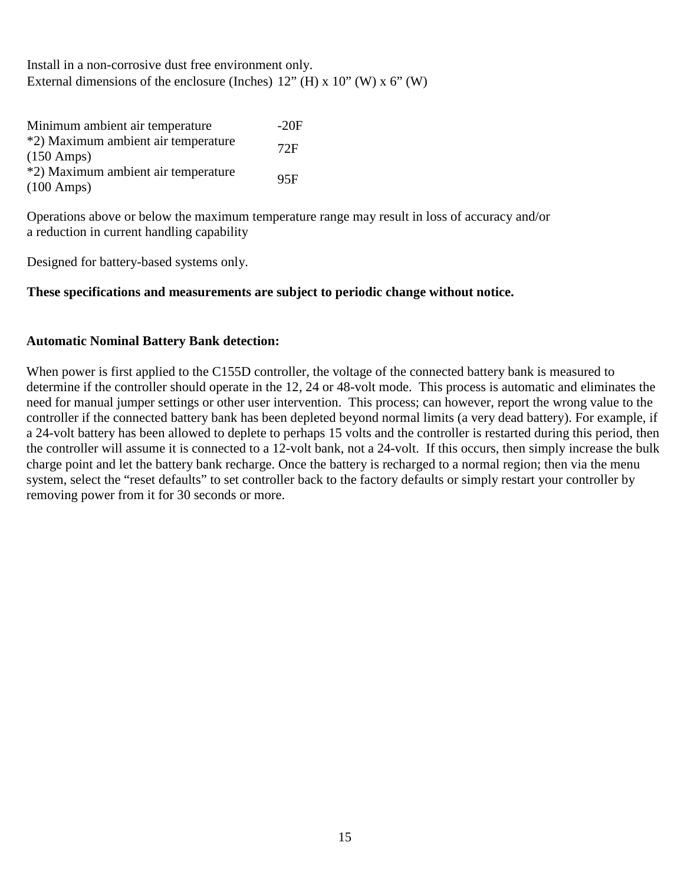Install in a non-corrosive dust free environment only.
External dimensions of the enclosure (Inches) 12" (H) x 10" (W) x 6" (W)

| | |
|---|---|
| Minimum ambient air temperature | -20F |
| *2) Maximum ambient air temperature (150 Amps) | 72F |
| *2) Maximum ambient air temperature (100 Amps) | 95F |

Operations above or below the maximum temperature range may result in loss of accuracy and/or a reduction in current handling capability

Designed for battery-based systems only.

**These specifications and measurements are subject to periodic change without notice.**

**Automatic Nominal Battery Bank detection:**

When power is first applied to the C155D controller, the voltage of the connected battery bank is measured to determine if the controller should operate in the 12, 24 or 48-volt mode. This process is automatic and eliminates the need for manual jumper settings or other user intervention. This process; can however, report the wrong value to the controller if the connected battery bank has been depleted beyond normal limits (a very dead battery). For example, if a 24-volt battery has been allowed to deplete to perhaps 15 volts and the controller is restarted during this period, then the controller will assume it is connected to a 12-volt bank, not a 24-volt. If this occurs, then simply increase the bulk charge point and let the battery bank recharge. Once the battery is recharged to a normal region; then via the menu system, select the "reset defaults" to set controller back to the factory defaults or simply restart your controller by removing power from it for 30 seconds or more.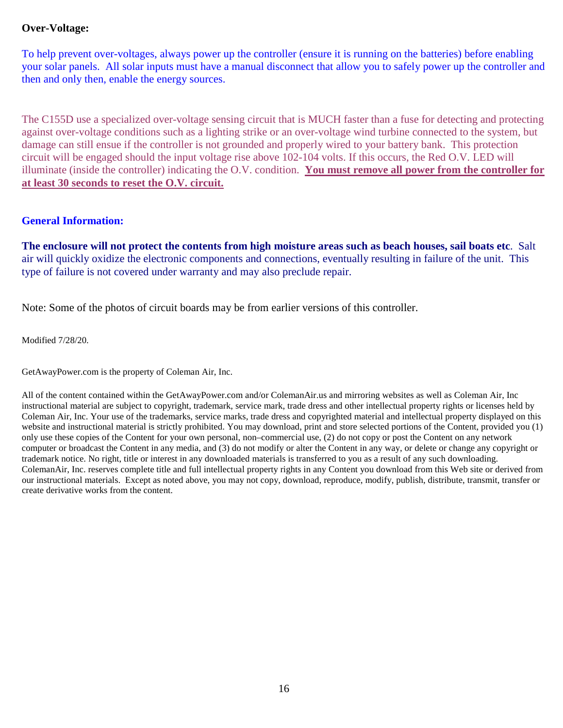**Over-Voltage:**

To help prevent over-voltages, always power up the controller (ensure it is running on the batteries) before enabling your solar panels. All solar inputs must have a manual disconnect that allow you to safely power up the controller and then and only then, enable the energy sources.

The C155D use a specialized over-voltage sensing circuit that is MUCH faster than a fuse for detecting and protecting against over-voltage conditions such as a lighting strike or an over-voltage wind turbine connected to the system, but damage can still ensue if the controller is not grounded and properly wired to your battery bank. This protection circuit will be engaged should the input voltage rise above 102-104 volts. If this occurs, the Red O.V. LED will illuminate (inside the controller) indicating the O.V. condition. **You must remove all power from the controller for at least 30 seconds to reset the O.V. circuit.**

**General Information:**

**The enclosure will not protect the contents from high moisture areas such as beach houses, sail boats etc**. Salt air will quickly oxidize the electronic components and connections, eventually resulting in failure of the unit. This type of failure is not covered under warranty and may also preclude repair.

Note: Some of the photos of circuit boards may be from earlier versions of this controller.

Modified 7/28/20.

GetAwayPower.com is the property of Coleman Air, Inc.

All of the content contained within the GetAwayPower.com and/or ColemanAir.us and mirroring websites as well as Coleman Air, Inc instructional material are subject to copyright, trademark, service mark, trade dress and other intellectual property rights or licenses held by Coleman Air, Inc. Your use of the trademarks, service marks, trade dress and copyrighted material and intellectual property displayed on this website and instructional material is strictly prohibited. You may download, print and store selected portions of the Content, provided you (1) only use these copies of the Content for your own personal, non–commercial use, (2) do not copy or post the Content on any network computer or broadcast the Content in any media, and (3) do not modify or alter the Content in any way, or delete or change any copyright or trademark notice. No right, title or interest in any downloaded materials is transferred to you as a result of any such downloading. ColemanAir, Inc. reserves complete title and full intellectual property rights in any Content you download from this Web site or derived from our instructional materials. Except as noted above, you may not copy, download, reproduce, modify, publish, distribute, transmit, transfer or create derivative works from the content.